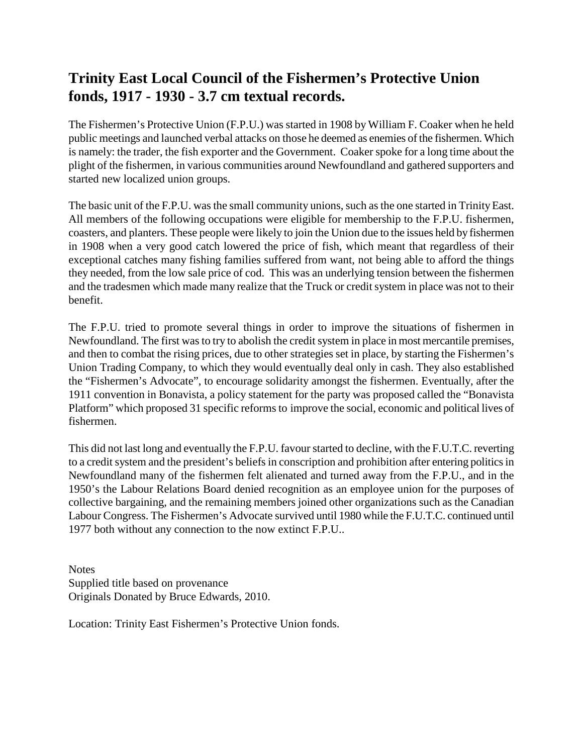## Trinity East Local Council of the Fishermen's Protective Union fonds, 1917 - 1930 - 3.7 cm textual records.

The Fishermen's Protective Union (F.P.U.) was started in 1908 by William F. Coaker when he held public meetings and launched verbal attacks on those he deemed as enemies of the fishermen. Which is namely: the trader, the fish exporter and the Government. Coaker spoke for a long time about the plight of the fishermen, in various communities around Newfoundland and gathered supporters and started new localized union groups.

The basic unit of the F.P.U. was the small community unions, such as the one started in Trinity East. All members of the following occupations were eligible for membership to the F.P.U. fishermen, coasters, and planters. These people were likely to join the Union due to the issues held by fishermen in 1908 when a very good catch lowered the price of fish, which meant that regardless of their exceptional catches many fishing families suffered from want, not being able to afford the things they needed, from the low sale price of cod. This was an underlying tension between the fishermen and the tradesmen which made many realize that the Truck or credit system in place was not to their benefit.

The F.P.U. tried to promote several things in order to improve the situations of fishermen in Newfoundland. The first was to try to abolish the credit system in place in most mercantile premises, and then to combat the rising prices, due to other strategies set in place, by starting the Fishermen's Union Trading Company, to which they would eventually deal only in cash. They also established the "Fishermen's Advocate", to encourage solidarity amongst the fishermen. Eventually, after the 1911 convention in Bonavista, a policy statement for the party was proposed called the "Bonavista Platform" which proposed 31 specific reforms to improve the social, economic and political lives of fishermen.

This did not last long and eventually the F.P.U. favour started to decline, with the F.U.T.C. reverting to a credit system and the president's beliefs in conscription and prohibition after entering politics in Newfoundland many of the fishermen felt alienated and turned away from the F.P.U., and in the 1950's the Labour Relations Board denied recognition as an employee union for the purposes of collective bargaining, and the remaining members joined other organizations such as the Canadian Labour Congress. The Fishermen's Advocate survived until 1980 while the F.U.T.C. continued until 1977 both without any connection to the now extinct F.P.U..

Notes  
Supplied title based on provenance  
Originals Donated by Bruce Edwards, 2010.

Location: Trinity East Fishermen's Protective Union fonds.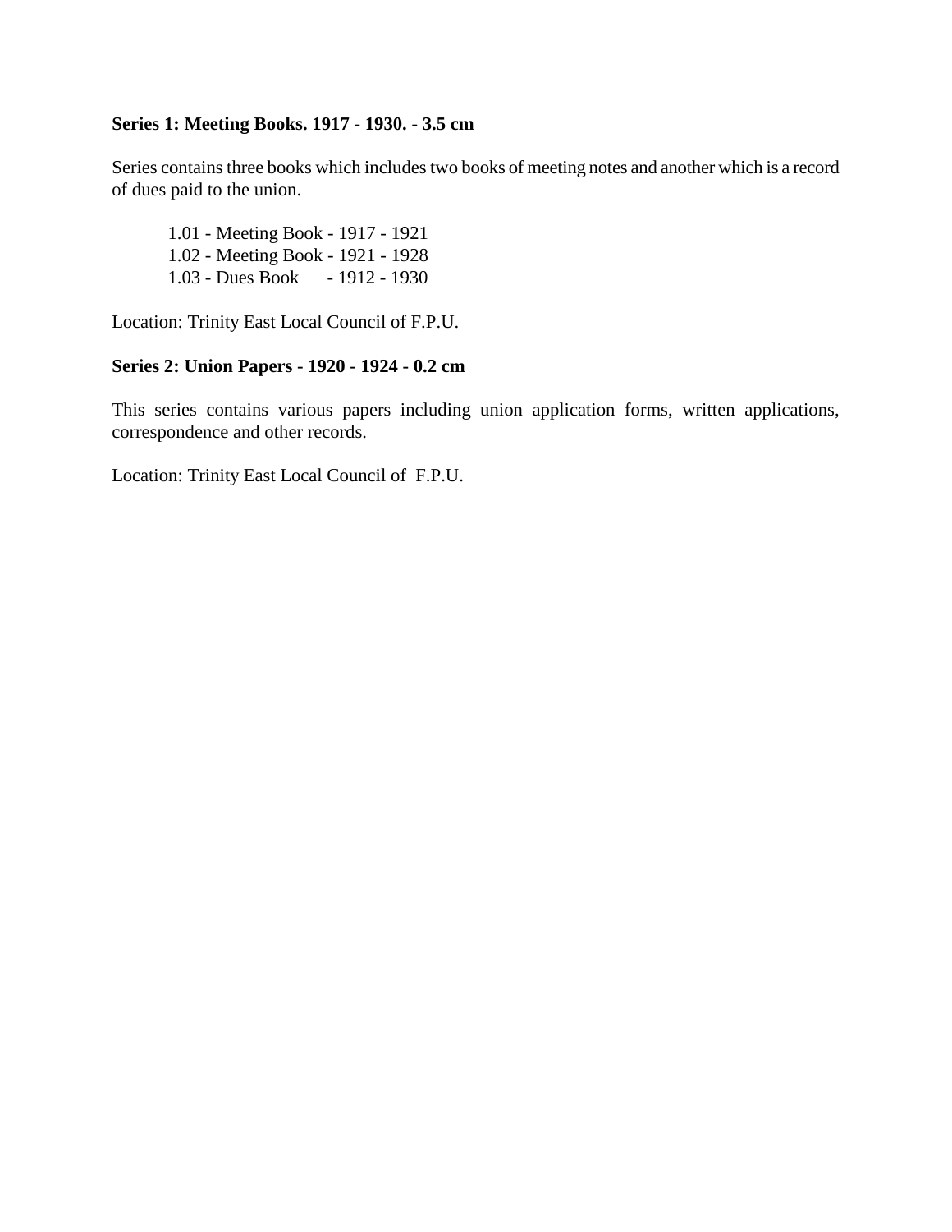**Series 1: Meeting Books. 1917 - 1930. - 3.5 cm**

Series contains three books which includes two books of meeting notes and another which is a record of dues paid to the union.

1.01 - Meeting Book - 1917 - 1921
1.02 - Meeting Book - 1921 - 1928
1.03 - Dues Book - 1912 - 1930

Location: Trinity East Local Council of F.P.U.

**Series 2: Union Papers - 1920 - 1924 - 0.2 cm**

This series contains various papers including union application forms, written applications, correspondence and other records.

Location: Trinity East Local Council of F.P.U.